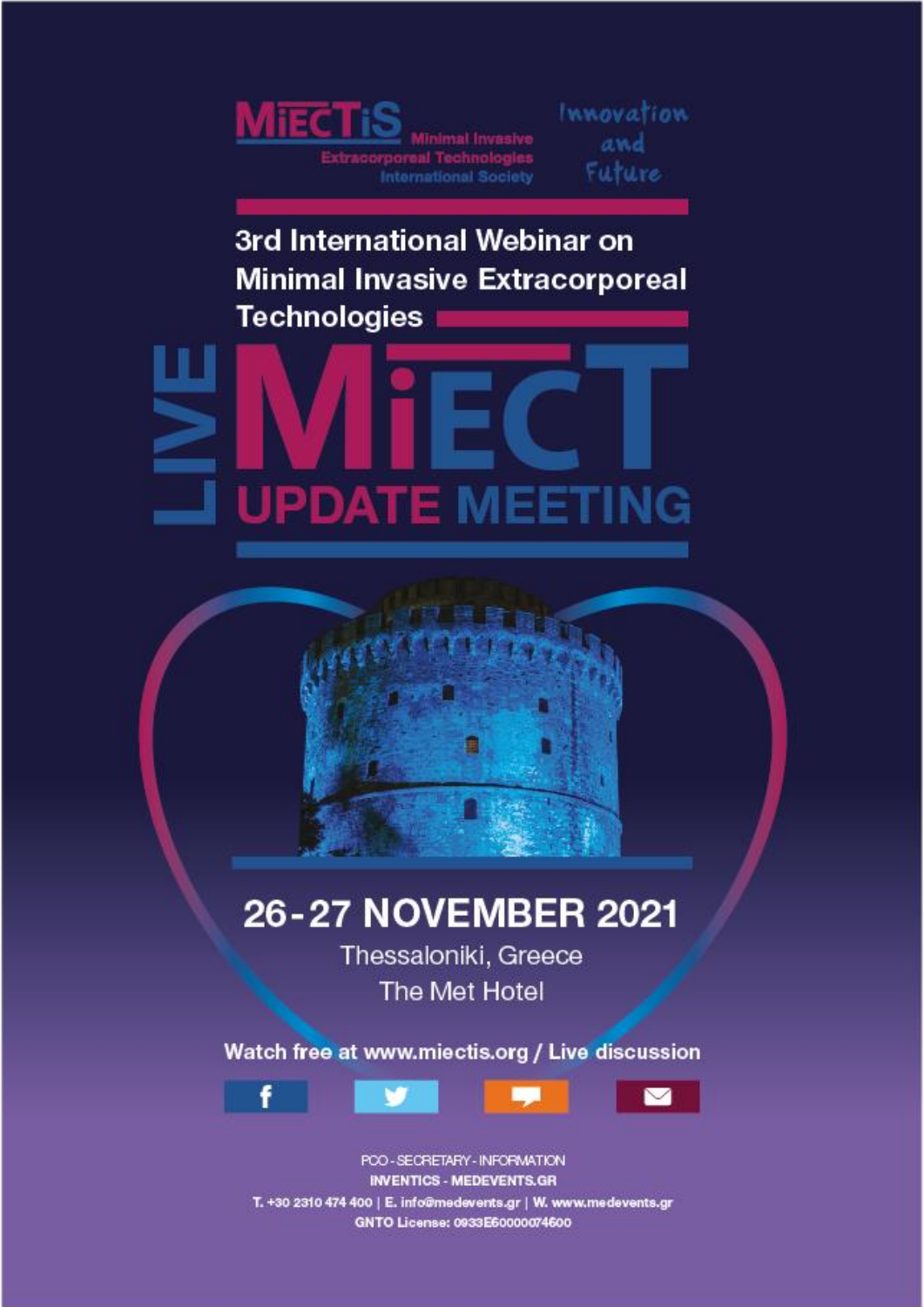# MiECTiS

Minimal Invasive Extracorporeal Technologies International Society

Innovation and Future

## 3rd International Webinar on Minimal Invasive Extracorporeal Technologies

# LIVE MiECT UPDATE MEETING

## 26-27 NOVEMBER 2021

Thessaloniki, Greece

The Met Hotel

**Watch free at www.miectis.org / Live discussion**

PCO - SECRETARY - INFORMATION

**INVENTICS - MEDEVENTS.GR**

T. +30 2310 474 400 | E. info@medevents.gr | W. www.medevents.gr

GNTO License: 0933E60000074600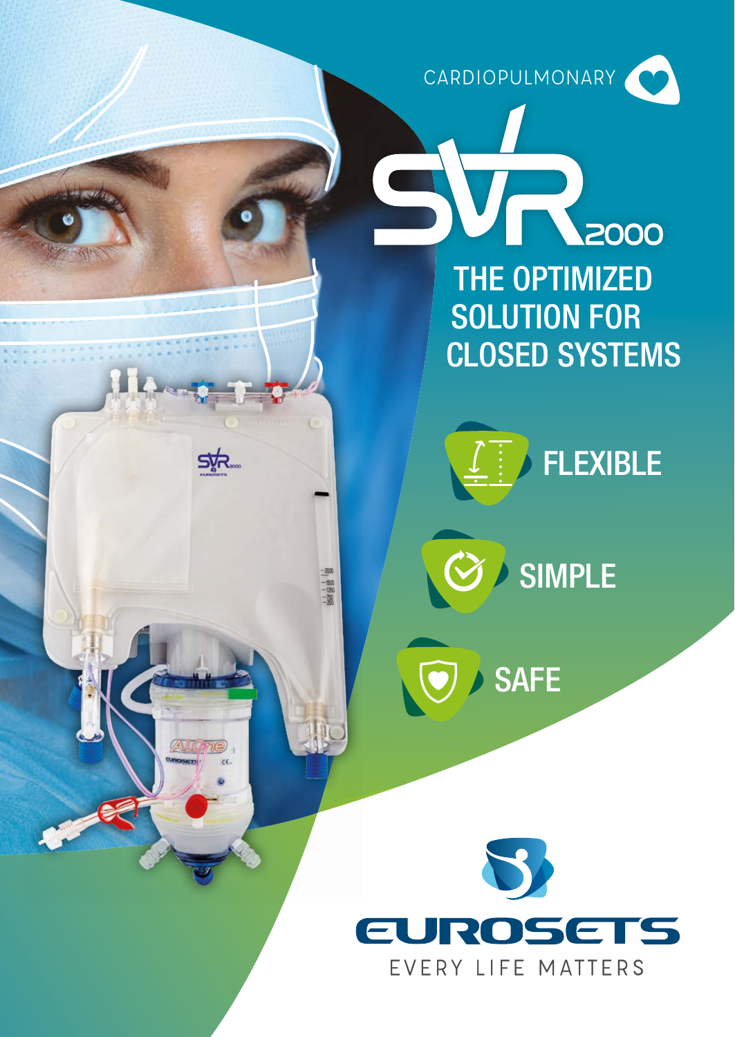CARDIOPULMONARY

# SVR 2000

## THE OPTIMIZED SOLUTION FOR CLOSED SYSTEMS

- FLEXIBLE
- SIMPLE
- SAFE

EUROSETS

EVERY LIFE MATTERS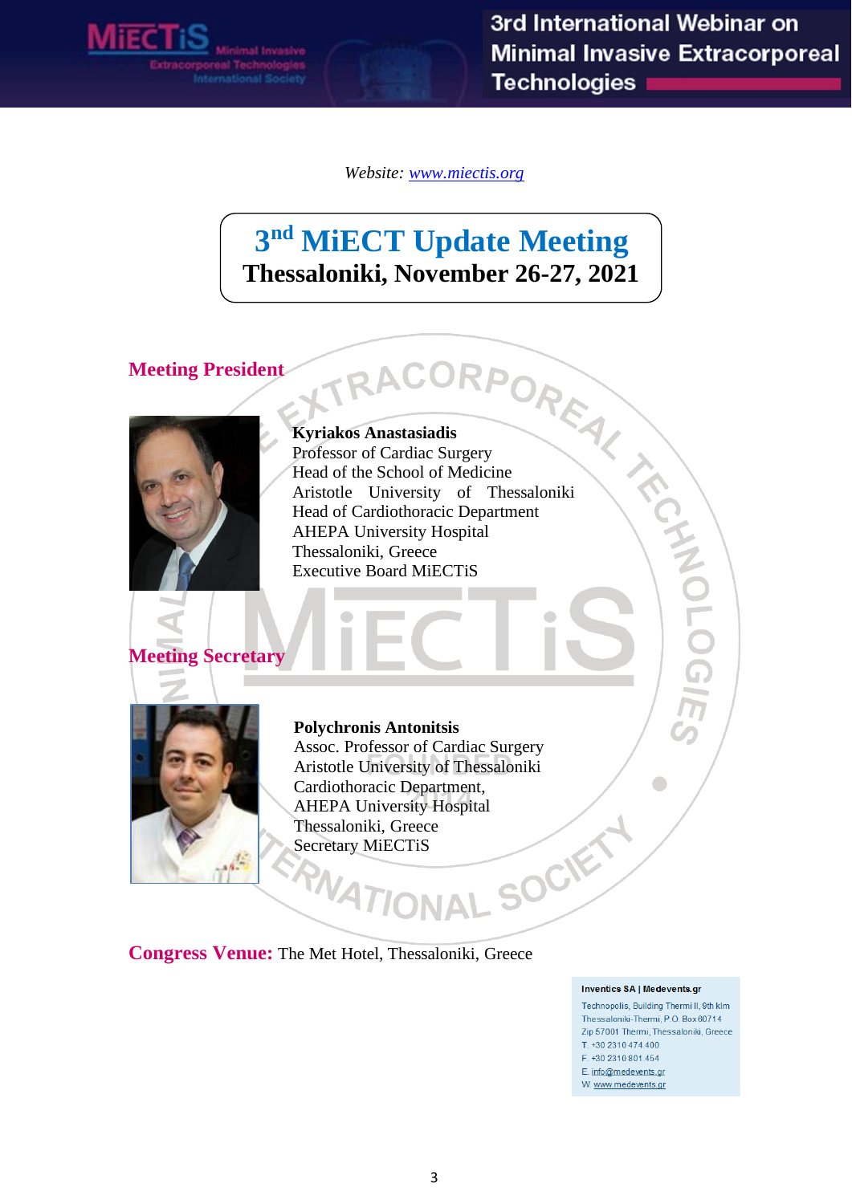*Website: www.miectis.org*

# 3rd MiECT Update Meeting
## Thessaloniki, November 26-27, 2021

## Meeting President

**Kyriakos Anastasiadis**
Professor of Cardiac Surgery
Head of the School of Medicine
Aristotle University of Thessaloniki
Head of Cardiothoracic Department
AHEPA University Hospital
Thessaloniki, Greece
Executive Board MiECTiS

## Meeting Secretary

**Polychronis Antonitsis**
Assoc. Professor of Cardiac Surgery
Aristotle University of Thessaloniki
Cardiothoracic Department,
AHEPA University Hospital
Thessaloniki, Greece
Secretary MiECTiS

**Congress Venue:** The Met Hotel, Thessaloniki, Greece

**Inventics SA | Medevents.gr**
Technopolis, Building Thermi II, 9th klm
Thessaloniki-Thermi, P.O. Box 60714
Zip 57001 Thermi, Thessaloniki, Greece
T. +30 2310 474 400
F. +30 2310 801 454
E. info@medevents.gr
W. www.medevents.gr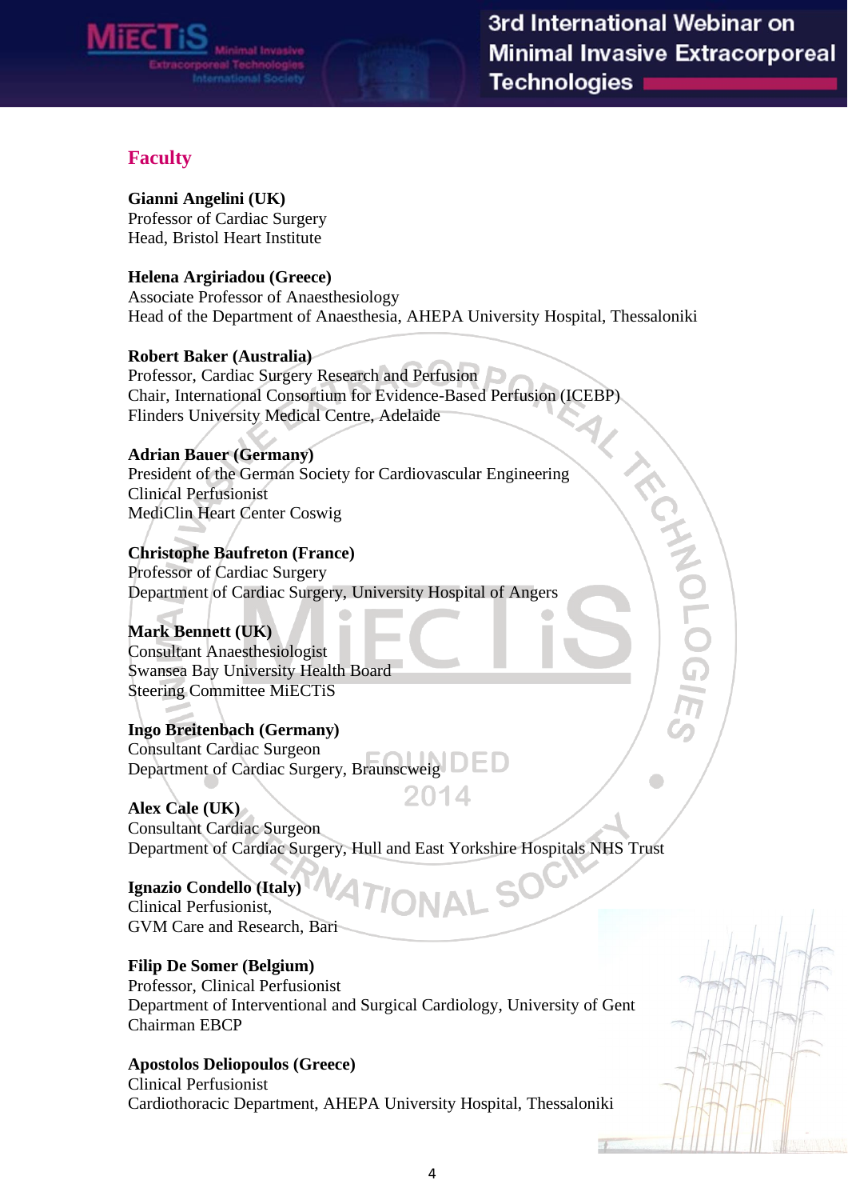## Faculty

**Gianni Angelini (UK)**
Professor of Cardiac Surgery
Head, Bristol Heart Institute

**Helena Argiriadou (Greece)**
Associate Professor of Anaesthesiology
Head of the Department of Anaesthesia, AHEPA University Hospital, Thessaloniki

**Robert Baker (Australia)**
Professor, Cardiac Surgery Research and Perfusion
Chair, International Consortium for Evidence-Based Perfusion (ICEBP)
Flinders University Medical Centre, Adelaide

**Adrian Bauer (Germany)**
President of the German Society for Cardiovascular Engineering
Clinical Perfusionist
MediClin Heart Center Coswig

**Christophe Baufreton (France)**
Professor of Cardiac Surgery
Department of Cardiac Surgery, University Hospital of Angers

**Mark Bennett (UK)**
Consultant Anaesthesiologist
Swansea Bay University Health Board
Steering Committee MiECTiS

**Ingo Breitenbach (Germany)**
Consultant Cardiac Surgeon
Department of Cardiac Surgery, Braunscweig

**Alex Cale (UK)**
Consultant Cardiac Surgeon
Department of Cardiac Surgery, Hull and East Yorkshire Hospitals NHS Trust

**Ignazio Condello (Italy)**
Clinical Perfusionist,
GVM Care and Research, Bari

**Filip De Somer (Belgium)**
Professor, Clinical Perfusionist
Department of Interventional and Surgical Cardiology, University of Gent
Chairman EBCP

**Apostolos Deliopoulos (Greece)**
Clinical Perfusionist
Cardiothoracic Department, AHEPA University Hospital, Thessaloniki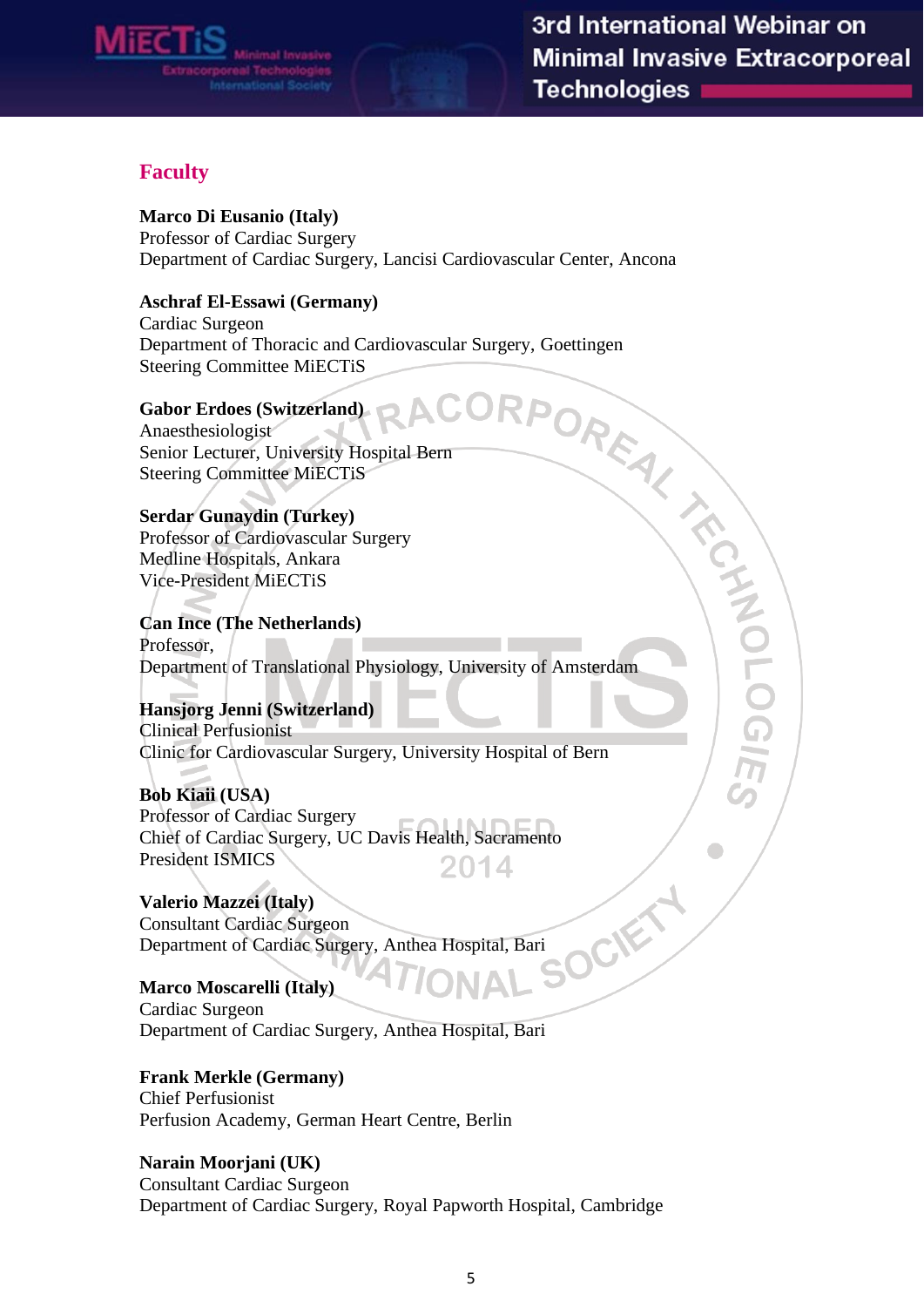## Faculty

**Marco Di Eusanio (Italy)**
Professor of Cardiac Surgery
Department of Cardiac Surgery, Lancisi Cardiovascular Center, Ancona

**Aschraf El-Essawi (Germany)**
Cardiac Surgeon
Department of Thoracic and Cardiovascular Surgery, Goettingen
Steering Committee MiECTiS

**Gabor Erdoes (Switzerland)**
Anaesthesiologist
Senior Lecturer, University Hospital Bern
Steering Committee MiECTiS

**Serdar Gunaydin (Turkey)**
Professor of Cardiovascular Surgery
Medline Hospitals, Ankara
Vice-President MiECTiS

**Can Ince (The Netherlands)**
Professor,
Department of Translational Physiology, University of Amsterdam

**Hansjorg Jenni (Switzerland)**
Clinical Perfusionist
Clinic for Cardiovascular Surgery, University Hospital of Bern

**Bob Kiaii (USA)**
Professor of Cardiac Surgery
Chief of Cardiac Surgery, UC Davis Health, Sacramento
President ISMICS

**Valerio Mazzei (Italy)**
Consultant Cardiac Surgeon
Department of Cardiac Surgery, Anthea Hospital, Bari

**Marco Moscarelli (Italy)**
Cardiac Surgeon
Department of Cardiac Surgery, Anthea Hospital, Bari

**Frank Merkle (Germany)**
Chief Perfusionist
Perfusion Academy, German Heart Centre, Berlin

**Narain Moorjani (UK)**
Consultant Cardiac Surgeon
Department of Cardiac Surgery, Royal Papworth Hospital, Cambridge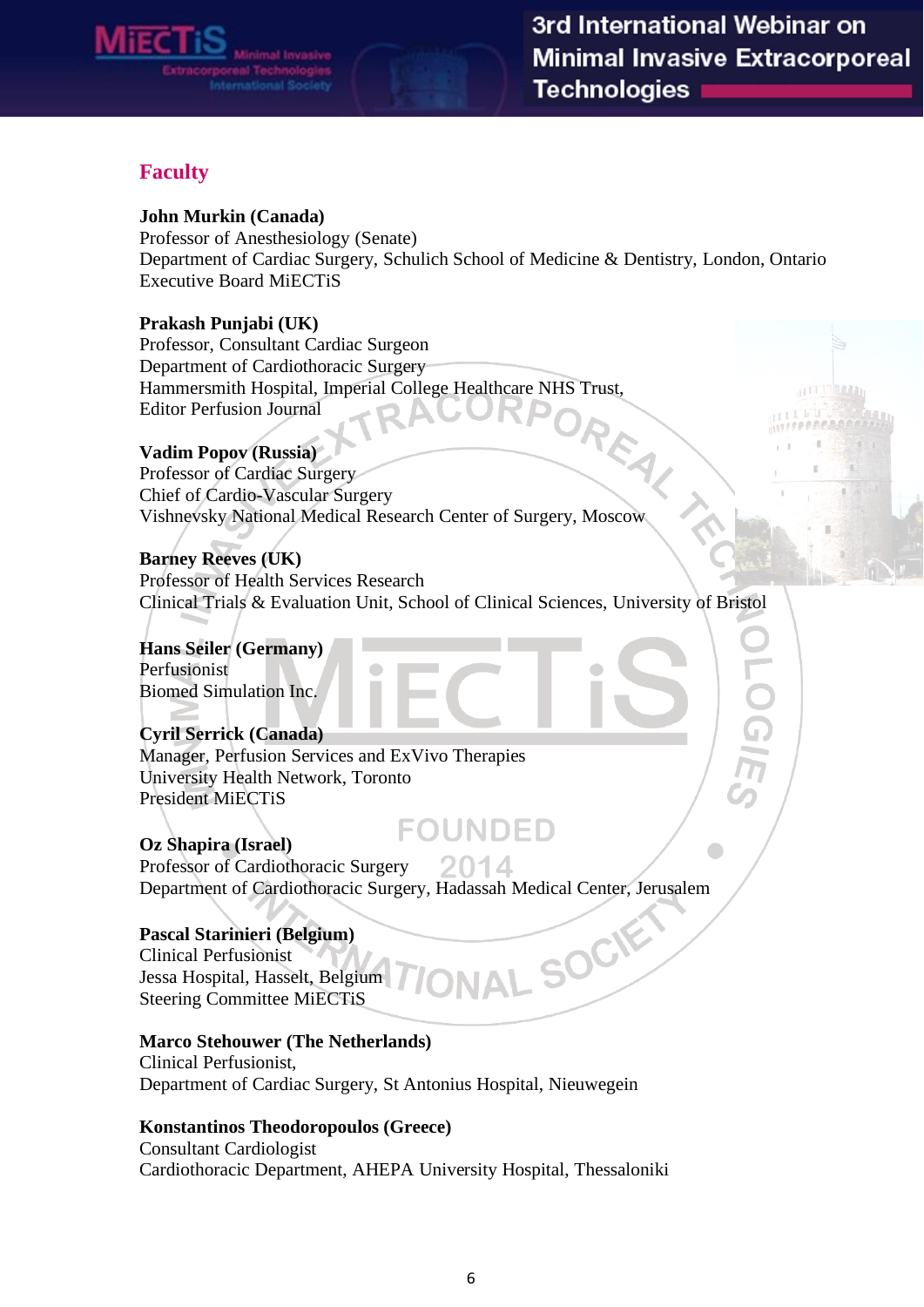## Faculty

**John Murkin (Canada)**
Professor of Anesthesiology (Senate)
Department of Cardiac Surgery, Schulich School of Medicine & Dentistry, London, Ontario
Executive Board MiECTiS

**Prakash Punjabi (UK)**
Professor, Consultant Cardiac Surgeon
Department of Cardiothoracic Surgery
Hammersmith Hospital, Imperial College Healthcare NHS Trust,
Editor Perfusion Journal

**Vadim Popov (Russia)**
Professor of Cardiac Surgery
Chief of Cardio-Vascular Surgery
Vishnevsky National Medical Research Center of Surgery, Moscow

**Barney Reeves (UK)**
Professor of Health Services Research
Clinical Trials & Evaluation Unit, School of Clinical Sciences, University of Bristol

**Hans Seiler (Germany)**
Perfusionist
Biomed Simulation Inc.

**Cyril Serrick (Canada)**
Manager, Perfusion Services and ExVivo Therapies
University Health Network, Toronto
President MiECTiS

**Oz Shapira (Israel)**
Professor of Cardiothoracic Surgery
Department of Cardiothoracic Surgery, Hadassah Medical Center, Jerusalem

**Pascal Starinieri (Belgium)**
Clinical Perfusionist
Jessa Hospital, Hasselt, Belgium
Steering Committee MiECTiS

**Marco Stehouwer (The Netherlands)**
Clinical Perfusionist,
Department of Cardiac Surgery, St Antonius Hospital, Nieuwegein

**Konstantinos Theodoropoulos (Greece)**
Consultant Cardiologist
Cardiothoracic Department, AHEPA University Hospital, Thessaloniki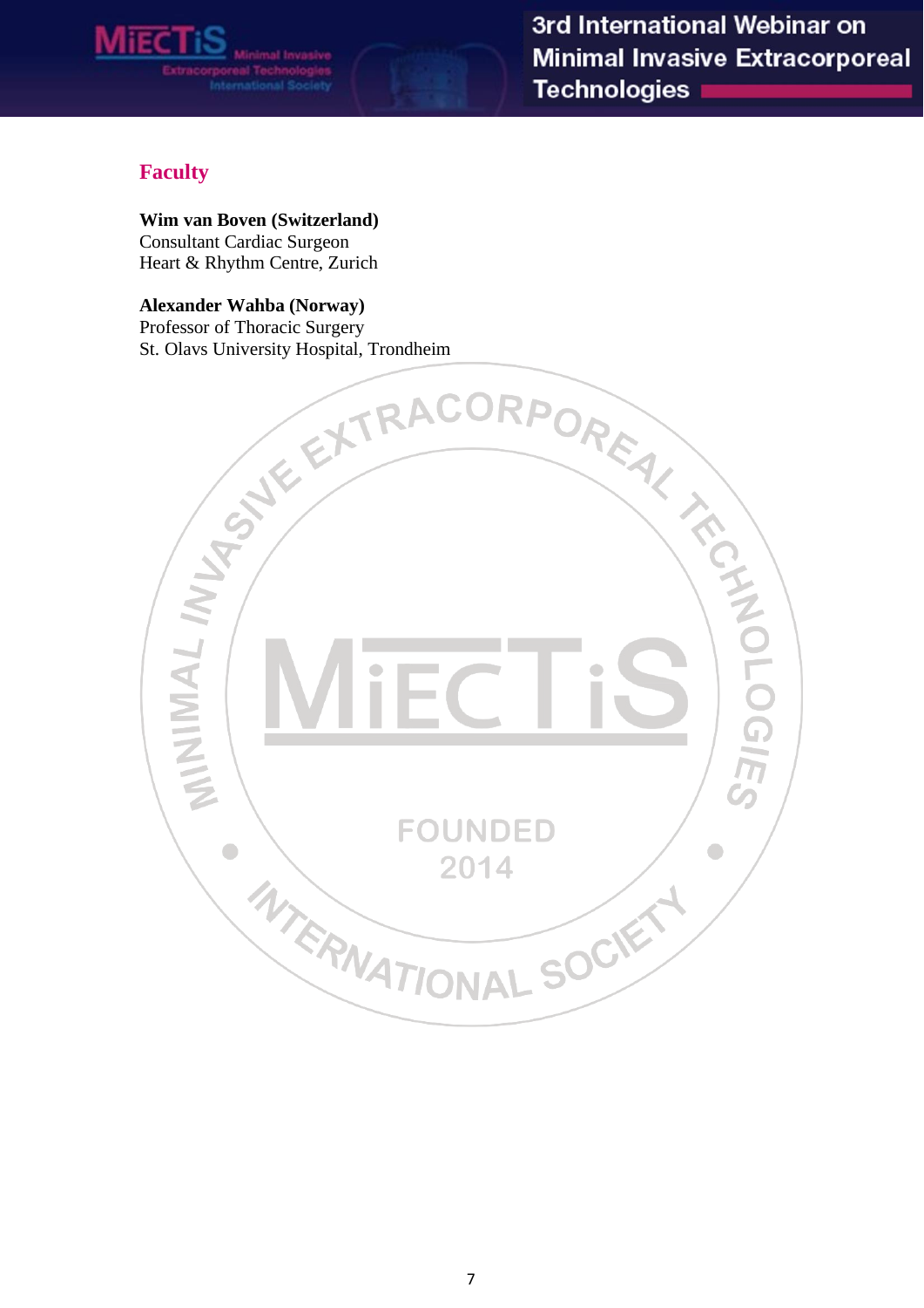## Faculty

**Wim van Boven (Switzerland)**
Consultant Cardiac Surgeon
Heart & Rhythm Centre, Zurich

**Alexander Wahba (Norway)**
Professor of Thoracic Surgery
St. Olavs University Hospital, Trondheim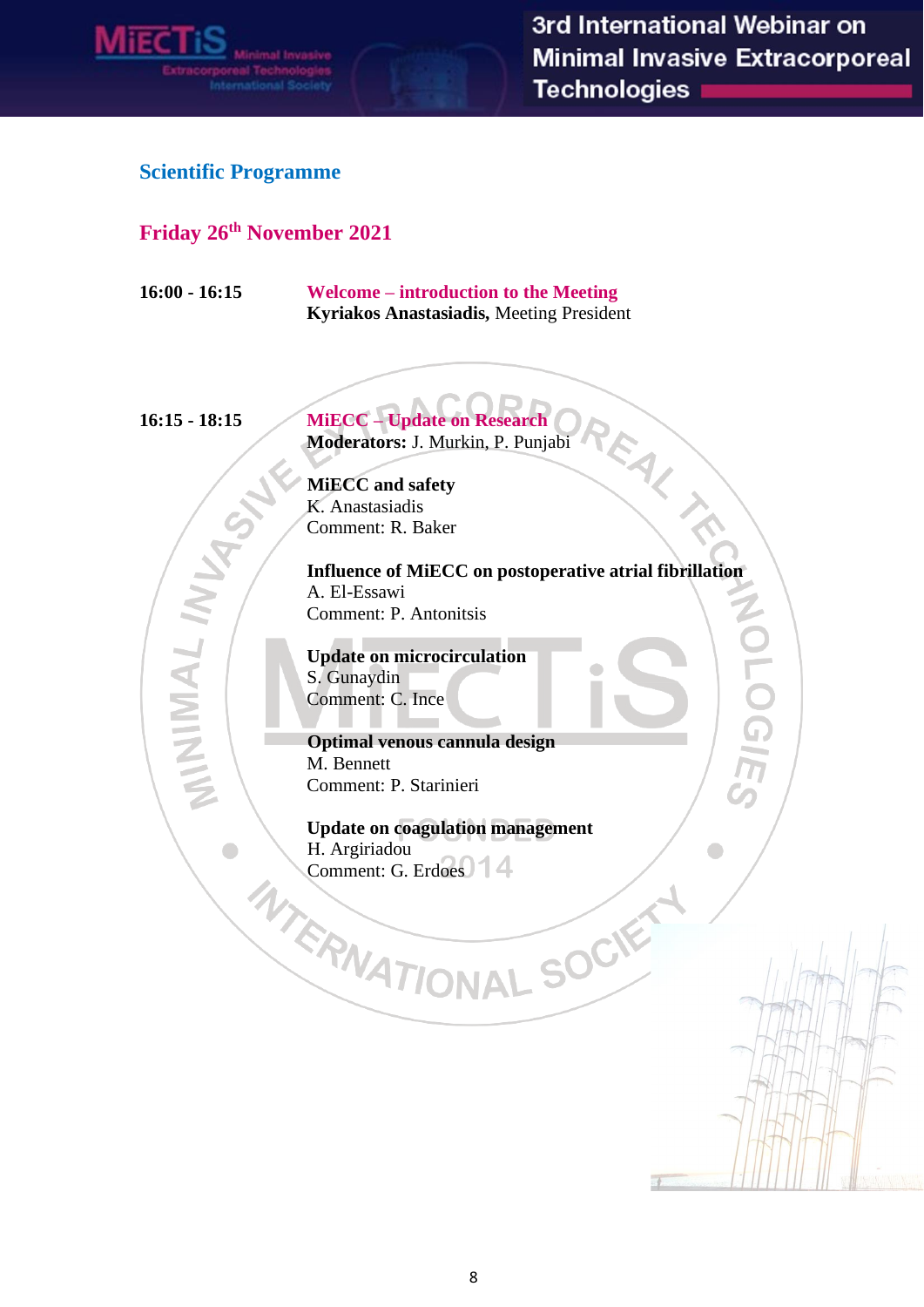## Scientific Programme

## Friday 26th November 2021

**16:00 - 16:15**

**Welcome – introduction to the Meeting**
**Kyriakos Anastasiadis,** Meeting President

**16:15 - 18:15**

**MiECC – Update on Research**
**Moderators:** J. Murkin, P. Punjabi

**MiECC and safety**
K. Anastasiadis
Comment: R. Baker

**Influence of MiECC on postoperative atrial fibrillation**
A. El-Essawi
Comment: P. Antonitsis

**Update on microcirculation**
S. Gunaydin
Comment: C. Ince

**Optimal venous cannula design**
M. Bennett
Comment: P. Starinieri

**Update on coagulation management**
H. Argiriadou
Comment: G. Erdoes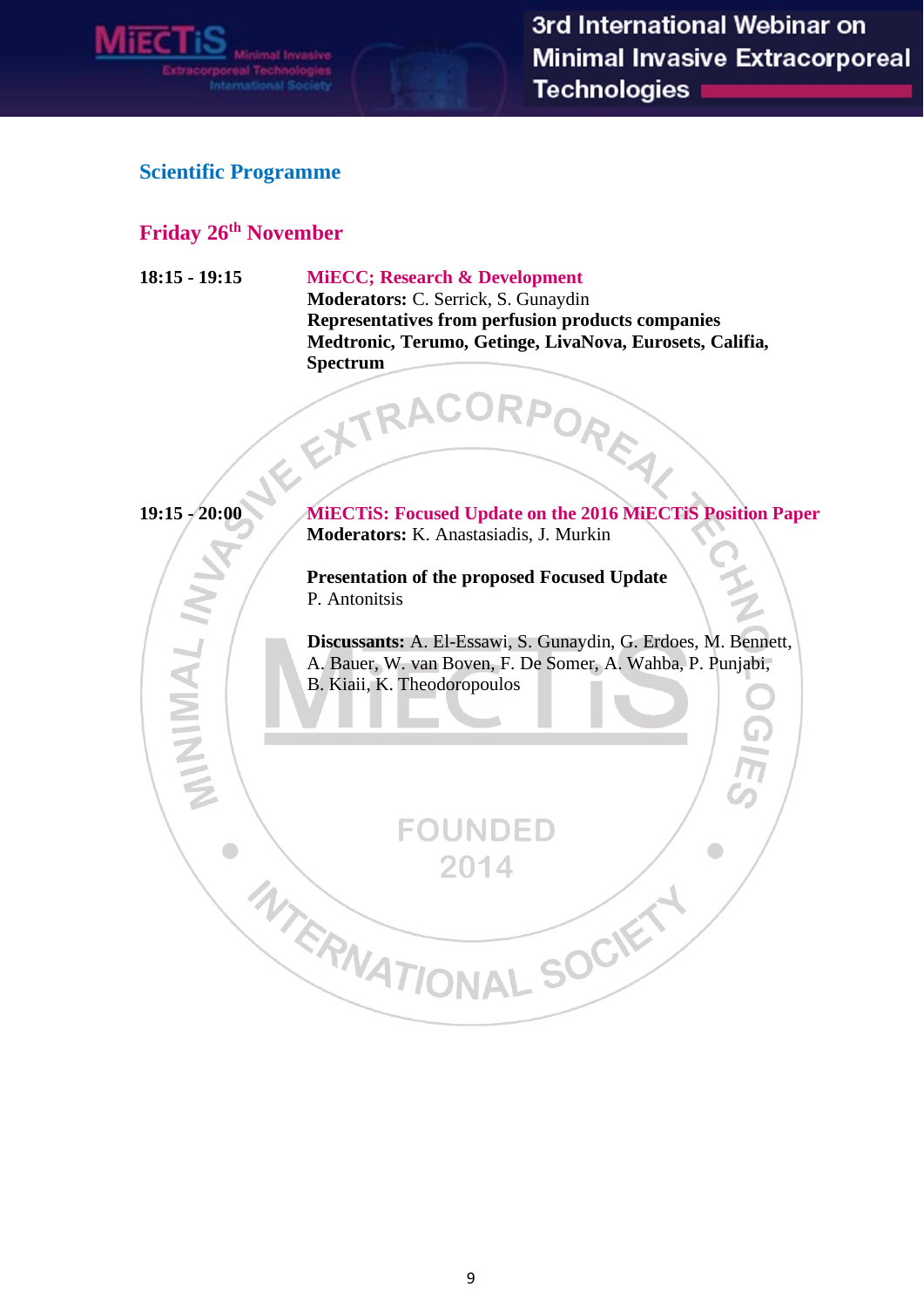## Scientific Programme

### Friday 26th November

**18:15 - 19:15** **MiECC; Research & Development**
**Moderators:** C. Serrick, S. Gunaydin
**Representatives from perfusion products companies**
**Medtronic, Terumo, Getinge, LivaNova, Eurosets, Califia, Spectrum**

**19:15 - 20:00** **MiECTiS: Focused Update on the 2016 MiECTiS Position Paper**
**Moderators:** K. Anastasiadis, J. Murkin

**Presentation of the proposed Focused Update**
P. Antonitsis

**Discussants:** A. El-Essawi, S. Gunaydin, G. Erdoes, M. Bennett, A. Bauer, W. van Boven, F. De Somer, A. Wahba, P. Punjabi, B. Kiaii, K. Theodoropoulos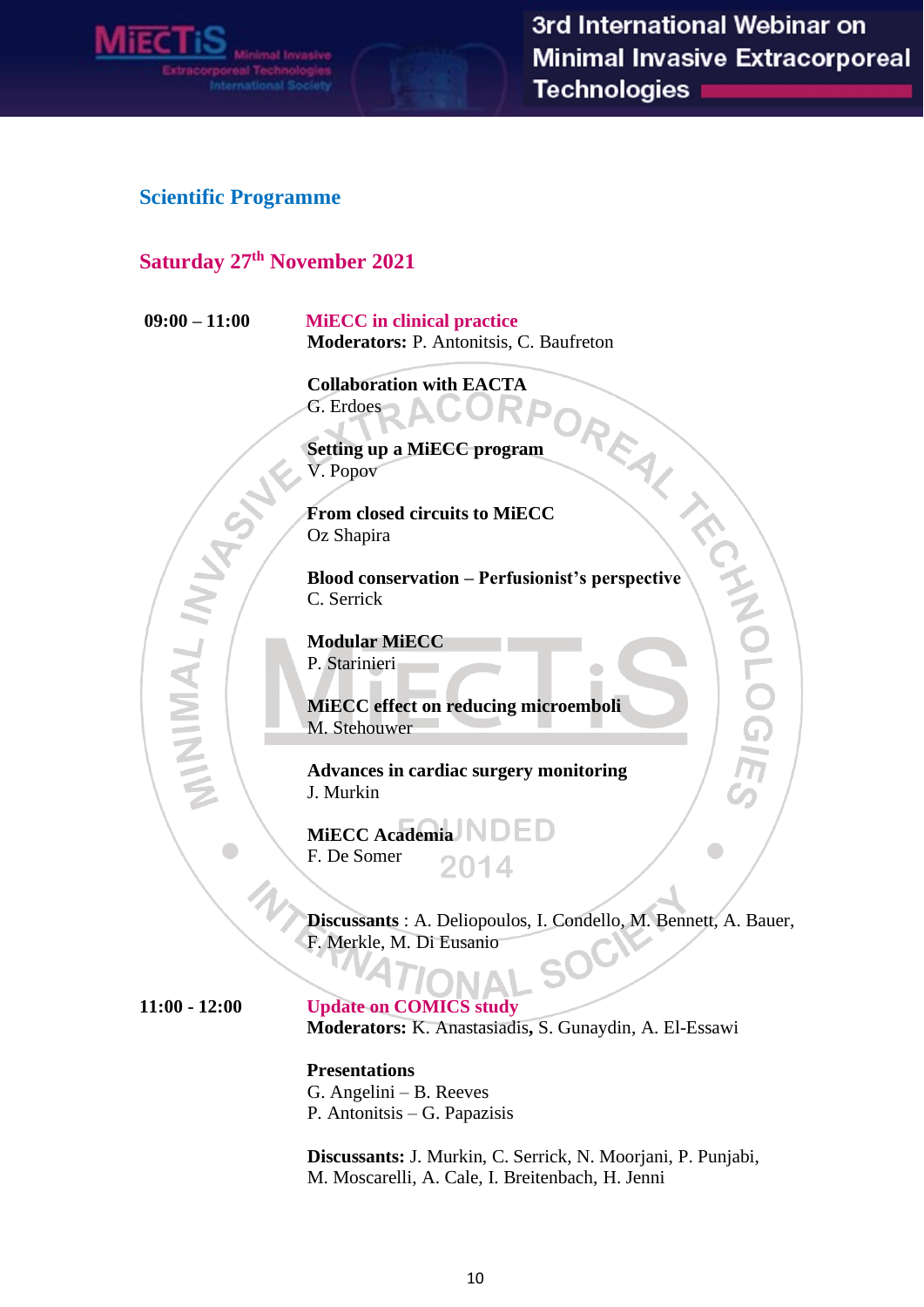## Scientific Programme

### Saturday 27th November 2021

**09:00 – 11:00** **MiECC in clinical practice**
**Moderators:** P. Antonitsis, C. Baufreton

**Collaboration with EACTA**
G. Erdoes

**Setting up a MiECC program**
V. Popov

**From closed circuits to MiECC**
Oz Shapira

**Blood conservation – Perfusionist's perspective**
C. Serrick

**Modular MiECC**
P. Starinieri

**MiECC effect on reducing microemboli**
M. Stehouwer

**Advances in cardiac surgery monitoring**
J. Murkin

**MiECC Academia**
F. De Somer

**Discussants** : A. Deliopoulos, I. Condello, M. Bennett, A. Bauer, F. Merkle, M. Di Eusanio

**11:00 - 12:00** **Update on COMICS study**
**Moderators:** K. Anastasiadis**,** S. Gunaydin, A. El-Essawi

**Presentations**
G. Angelini – B. Reeves
P. Antonitsis – G. Papazisis

**Discussants:** J. Murkin, C. Serrick, N. Moorjani, P. Punjabi, M. Moscarelli, A. Cale, I. Breitenbach, H. Jenni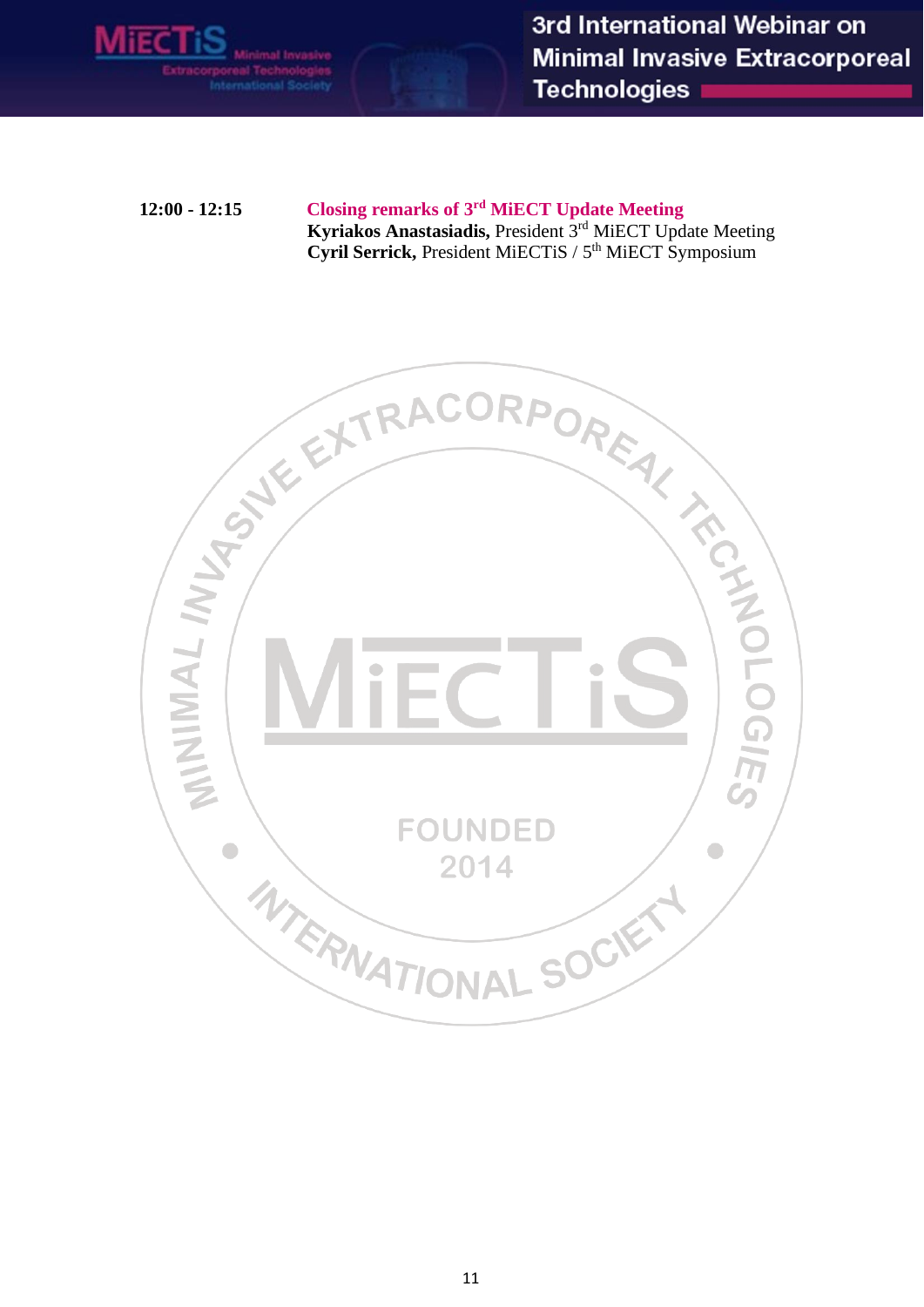**12:00 - 12:15** **Closing remarks of 3rd MiECT Update Meeting**

**Kyriakos Anastasiadis,** President 3rd MiECT Update Meeting

**Cyril Serrick,** President MiECTiS / 5th MiECT Symposium